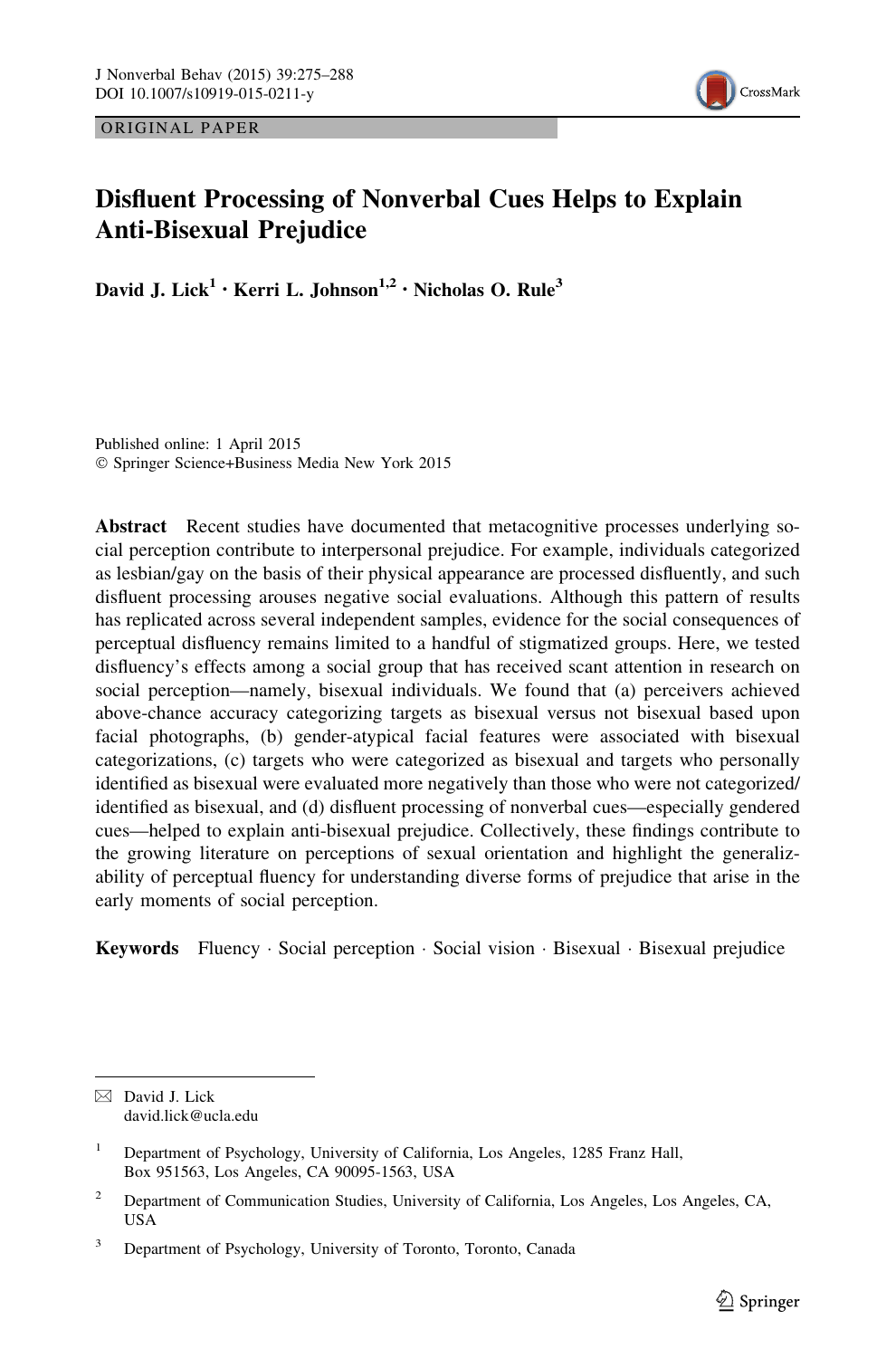ORIGINAL PAPER

# Disfluent Processing of Nonverbal Cues Helps to Explain Anti-Bisexual Prejudice

**David J. Lick[1] · Kerri L. Johnson[1,2] · Nicholas O. Rule[3]**

Published online: 1 April 2015
© Springer Science+Business Media New York 2015

**Abstract** Recent studies have documented that metacognitive processes underlying social perception contribute to interpersonal prejudice. For example, individuals categorized as lesbian/gay on the basis of their physical appearance are processed disfluently, and such disfluent processing arouses negative social evaluations. Although this pattern of results has replicated across several independent samples, evidence for the social consequences of perceptual disfluency remains limited to a handful of stigmatized groups. Here, we tested disfluency's effects among a social group that has received scant attention in research on social perception—namely, bisexual individuals. We found that (a) perceivers achieved above-chance accuracy categorizing targets as bisexual versus not bisexual based upon facial photographs, (b) gender-atypical facial features were associated with bisexual categorizations, (c) targets who were categorized as bisexual and targets who personally identified as bisexual were evaluated more negatively than those who were not categorized/identified as bisexual, and (d) disfluent processing of nonverbal cues—especially gendered cues—helped to explain anti-bisexual prejudice. Collectively, these findings contribute to the growing literature on perceptions of sexual orientation and highlight the generalizability of perceptual fluency for understanding diverse forms of prejudice that arise in the early moments of social perception.

**Keywords** Fluency · Social perception · Social vision · Bisexual · Bisexual prejudice

---

✉ David J. Lick
david.lick@ucla.edu

[1] Department of Psychology, University of California, Los Angeles, 1285 Franz Hall, Box 951563, Los Angeles, CA 90095-1563, USA

[2] Department of Communication Studies, University of California, Los Angeles, Los Angeles, CA, USA

[3] Department of Psychology, University of Toronto, Toronto, Canada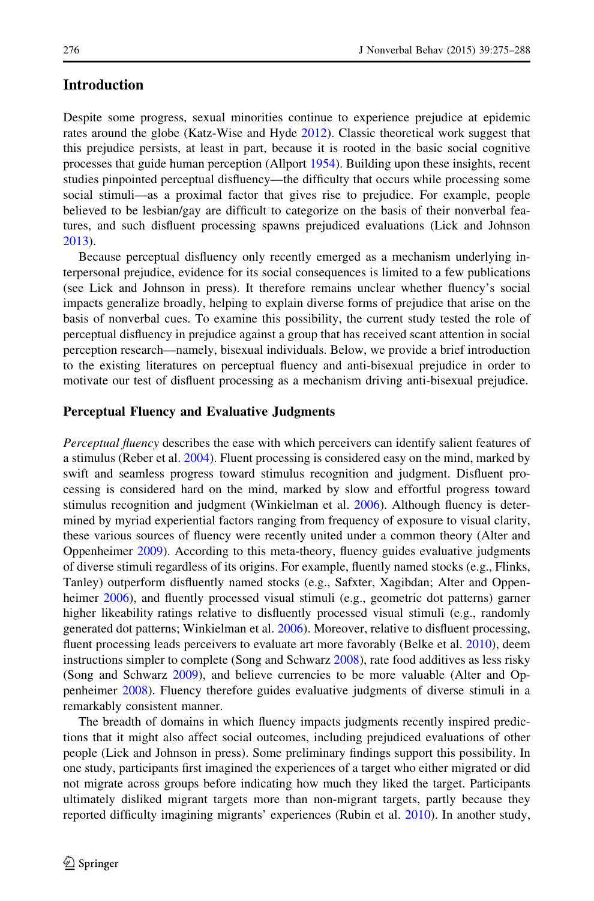## Introduction

Despite some progress, sexual minorities continue to experience prejudice at epidemic rates around the globe (Katz-Wise and Hyde 2012). Classic theoretical work suggest that this prejudice persists, at least in part, because it is rooted in the basic social cognitive processes that guide human perception (Allport 1954). Building upon these insights, recent studies pinpointed perceptual disfluency—the difficulty that occurs while processing some social stimuli—as a proximal factor that gives rise to prejudice. For example, people believed to be lesbian/gay are difficult to categorize on the basis of their nonverbal features, and such disfluent processing spawns prejudiced evaluations (Lick and Johnson 2013).

Because perceptual disfluency only recently emerged as a mechanism underlying interpersonal prejudice, evidence for its social consequences is limited to a few publications (see Lick and Johnson in press). It therefore remains unclear whether fluency's social impacts generalize broadly, helping to explain diverse forms of prejudice that arise on the basis of nonverbal cues. To examine this possibility, the current study tested the role of perceptual disfluency in prejudice against a group that has received scant attention in social perception research—namely, bisexual individuals. Below, we provide a brief introduction to the existing literatures on perceptual fluency and anti-bisexual prejudice in order to motivate our test of disfluent processing as a mechanism driving anti-bisexual prejudice.

### Perceptual Fluency and Evaluative Judgments

*Perceptual fluency* describes the ease with which perceivers can identify salient features of a stimulus (Reber et al. 2004). Fluent processing is considered easy on the mind, marked by swift and seamless progress toward stimulus recognition and judgment. Disfluent processing is considered hard on the mind, marked by slow and effortful progress toward stimulus recognition and judgment (Winkielman et al. 2006). Although fluency is determined by myriad experiential factors ranging from frequency of exposure to visual clarity, these various sources of fluency were recently united under a common theory (Alter and Oppenheimer 2009). According to this meta-theory, fluency guides evaluative judgments of diverse stimuli regardless of its origins. For example, fluently named stocks (e.g., Flinks, Tanley) outperform disfluently named stocks (e.g., Safxter, Xagibdan; Alter and Oppenheimer 2006), and fluently processed visual stimuli (e.g., geometric dot patterns) garner higher likeability ratings relative to disfluently processed visual stimuli (e.g., randomly generated dot patterns; Winkielman et al. 2006). Moreover, relative to disfluent processing, fluent processing leads perceivers to evaluate art more favorably (Belke et al. 2010), deem instructions simpler to complete (Song and Schwarz 2008), rate food additives as less risky (Song and Schwarz 2009), and believe currencies to be more valuable (Alter and Oppenheimer 2008). Fluency therefore guides evaluative judgments of diverse stimuli in a remarkably consistent manner.

The breadth of domains in which fluency impacts judgments recently inspired predictions that it might also affect social outcomes, including prejudiced evaluations of other people (Lick and Johnson in press). Some preliminary findings support this possibility. In one study, participants first imagined the experiences of a target who either migrated or did not migrate across groups before indicating how much they liked the target. Participants ultimately disliked migrant targets more than non-migrant targets, partly because they reported difficulty imagining migrants' experiences (Rubin et al. 2010). In another study,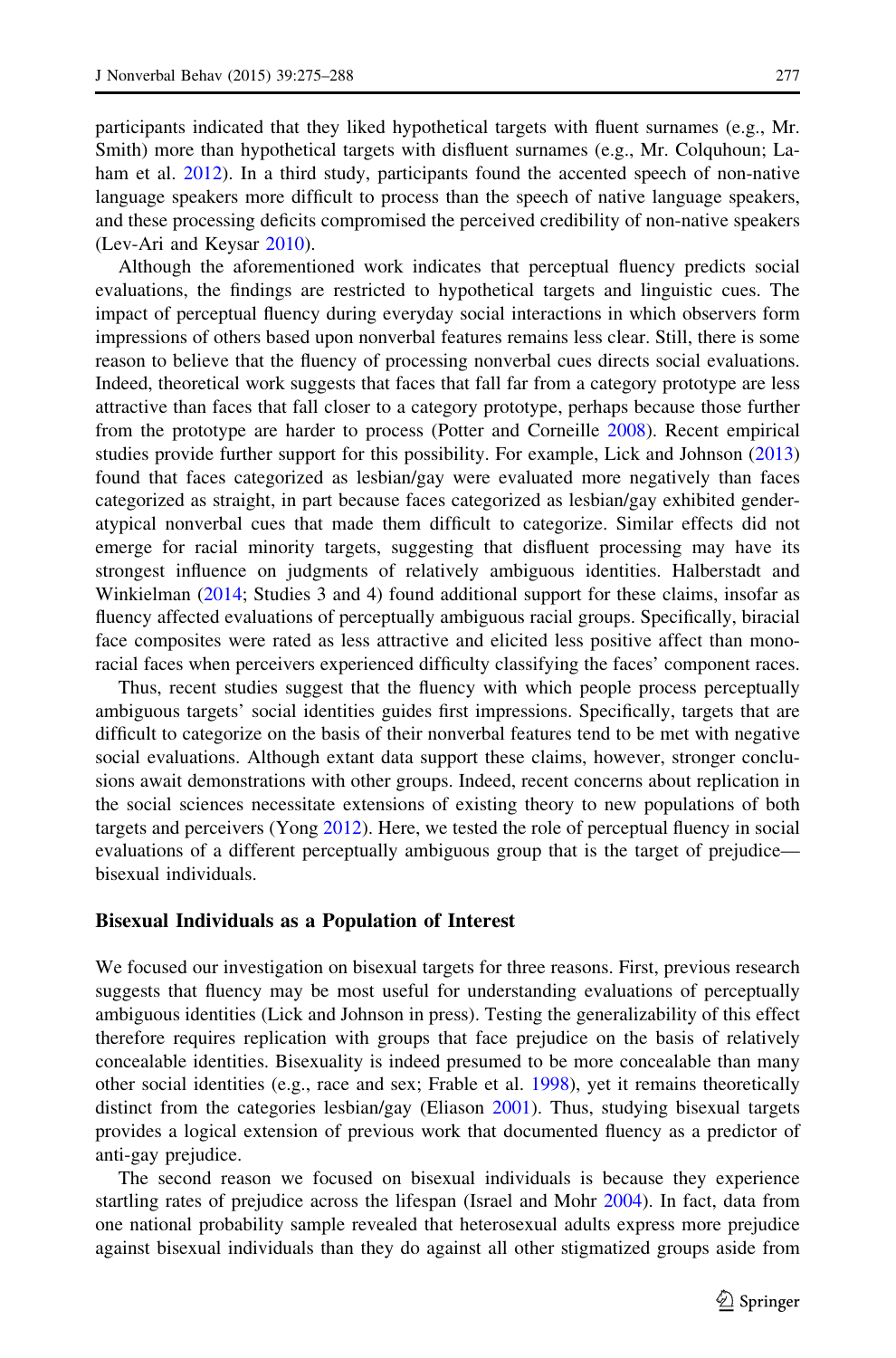participants indicated that they liked hypothetical targets with fluent surnames (e.g., Mr. Smith) more than hypothetical targets with disfluent surnames (e.g., Mr. Colquhoun; Laham et al. 2012). In a third study, participants found the accented speech of non-native language speakers more difficult to process than the speech of native language speakers, and these processing deficits compromised the perceived credibility of non-native speakers (Lev-Ari and Keysar 2010).

Although the aforementioned work indicates that perceptual fluency predicts social evaluations, the findings are restricted to hypothetical targets and linguistic cues. The impact of perceptual fluency during everyday social interactions in which observers form impressions of others based upon nonverbal features remains less clear. Still, there is some reason to believe that the fluency of processing nonverbal cues directs social evaluations. Indeed, theoretical work suggests that faces that fall far from a category prototype are less attractive than faces that fall closer to a category prototype, perhaps because those further from the prototype are harder to process (Potter and Corneille 2008). Recent empirical studies provide further support for this possibility. For example, Lick and Johnson (2013) found that faces categorized as lesbian/gay were evaluated more negatively than faces categorized as straight, in part because faces categorized as lesbian/gay exhibited gender-atypical nonverbal cues that made them difficult to categorize. Similar effects did not emerge for racial minority targets, suggesting that disfluent processing may have its strongest influence on judgments of relatively ambiguous identities. Halberstadt and Winkielman (2014; Studies 3 and 4) found additional support for these claims, insofar as fluency affected evaluations of perceptually ambiguous racial groups. Specifically, biracial face composites were rated as less attractive and elicited less positive affect than mono-racial faces when perceivers experienced difficulty classifying the faces' component races.

Thus, recent studies suggest that the fluency with which people process perceptually ambiguous targets' social identities guides first impressions. Specifically, targets that are difficult to categorize on the basis of their nonverbal features tend to be met with negative social evaluations. Although extant data support these claims, however, stronger conclusions await demonstrations with other groups. Indeed, recent concerns about replication in the social sciences necessitate extensions of existing theory to new populations of both targets and perceivers (Yong 2012). Here, we tested the role of perceptual fluency in social evaluations of a different perceptually ambiguous group that is the target of prejudice—bisexual individuals.

### Bisexual Individuals as a Population of Interest

We focused our investigation on bisexual targets for three reasons. First, previous research suggests that fluency may be most useful for understanding evaluations of perceptually ambiguous identities (Lick and Johnson in press). Testing the generalizability of this effect therefore requires replication with groups that face prejudice on the basis of relatively concealable identities. Bisexuality is indeed presumed to be more concealable than many other social identities (e.g., race and sex; Frable et al. 1998), yet it remains theoretically distinct from the categories lesbian/gay (Eliason 2001). Thus, studying bisexual targets provides a logical extension of previous work that documented fluency as a predictor of anti-gay prejudice.

The second reason we focused on bisexual individuals is because they experience startling rates of prejudice across the lifespan (Israel and Mohr 2004). In fact, data from one national probability sample revealed that heterosexual adults express more prejudice against bisexual individuals than they do against all other stigmatized groups aside from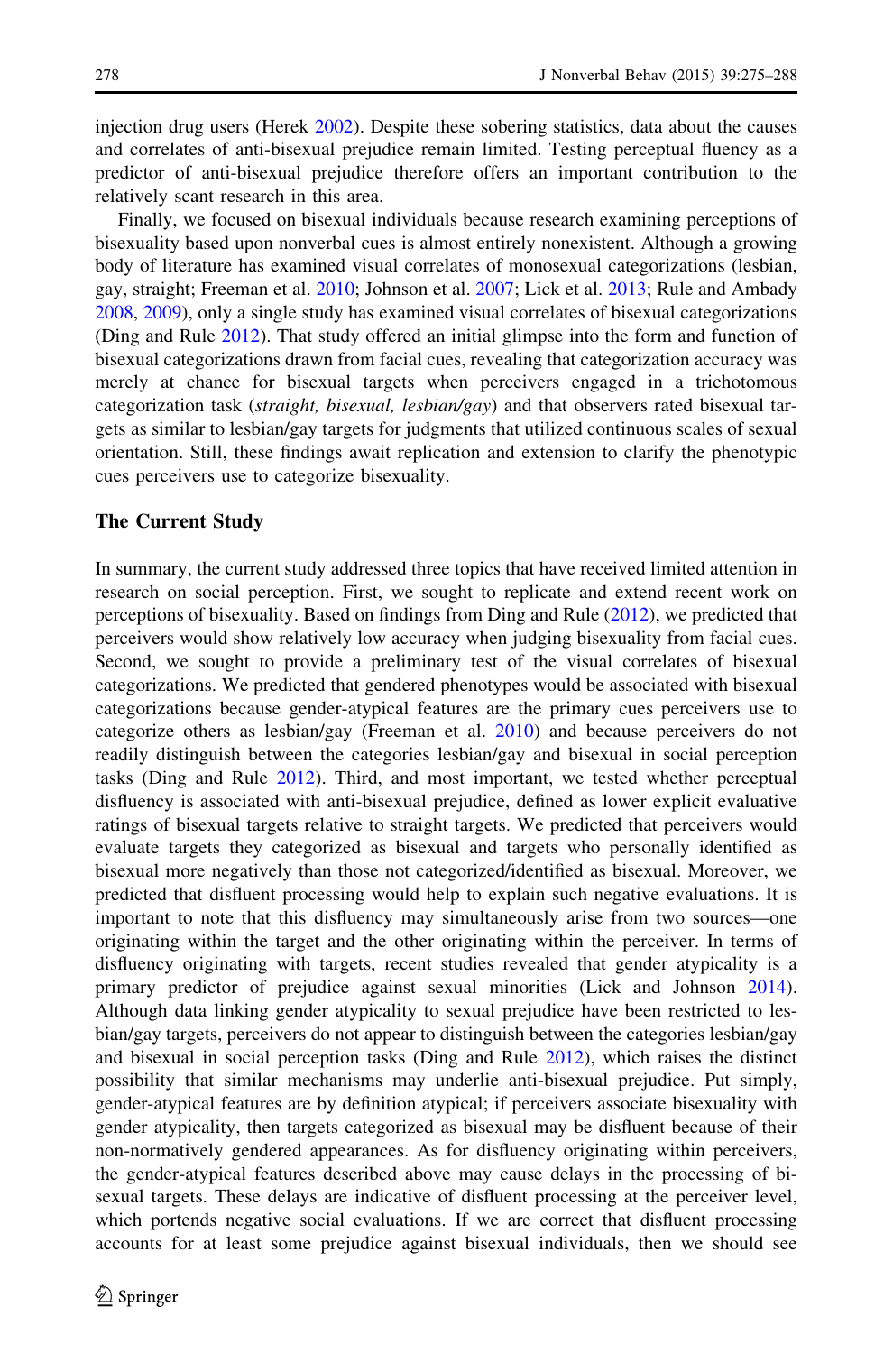injection drug users (Herek 2002). Despite these sobering statistics, data about the causes and correlates of anti-bisexual prejudice remain limited. Testing perceptual fluency as a predictor of anti-bisexual prejudice therefore offers an important contribution to the relatively scant research in this area.

Finally, we focused on bisexual individuals because research examining perceptions of bisexuality based upon nonverbal cues is almost entirely nonexistent. Although a growing body of literature has examined visual correlates of monosexual categorizations (lesbian, gay, straight; Freeman et al. 2010; Johnson et al. 2007; Lick et al. 2013; Rule and Ambady 2008, 2009), only a single study has examined visual correlates of bisexual categorizations (Ding and Rule 2012). That study offered an initial glimpse into the form and function of bisexual categorizations drawn from facial cues, revealing that categorization accuracy was merely at chance for bisexual targets when perceivers engaged in a trichotomous categorization task (*straight, bisexual, lesbian/gay*) and that observers rated bisexual targets as similar to lesbian/gay targets for judgments that utilized continuous scales of sexual orientation. Still, these findings await replication and extension to clarify the phenotypic cues perceivers use to categorize bisexuality.

## The Current Study

In summary, the current study addressed three topics that have received limited attention in research on social perception. First, we sought to replicate and extend recent work on perceptions of bisexuality. Based on findings from Ding and Rule (2012), we predicted that perceivers would show relatively low accuracy when judging bisexuality from facial cues. Second, we sought to provide a preliminary test of the visual correlates of bisexual categorizations. We predicted that gendered phenotypes would be associated with bisexual categorizations because gender-atypical features are the primary cues perceivers use to categorize others as lesbian/gay (Freeman et al. 2010) and because perceivers do not readily distinguish between the categories lesbian/gay and bisexual in social perception tasks (Ding and Rule 2012). Third, and most important, we tested whether perceptual disfluency is associated with anti-bisexual prejudice, defined as lower explicit evaluative ratings of bisexual targets relative to straight targets. We predicted that perceivers would evaluate targets they categorized as bisexual and targets who personally identified as bisexual more negatively than those not categorized/identified as bisexual. Moreover, we predicted that disfluent processing would help to explain such negative evaluations. It is important to note that this disfluency may simultaneously arise from two sources—one originating within the target and the other originating within the perceiver. In terms of disfluency originating with targets, recent studies revealed that gender atypicality is a primary predictor of prejudice against sexual minorities (Lick and Johnson 2014). Although data linking gender atypicality to sexual prejudice have been restricted to lesbian/gay targets, perceivers do not appear to distinguish between the categories lesbian/gay and bisexual in social perception tasks (Ding and Rule 2012), which raises the distinct possibility that similar mechanisms may underlie anti-bisexual prejudice. Put simply, gender-atypical features are by definition atypical; if perceivers associate bisexuality with gender atypicality, then targets categorized as bisexual may be disfluent because of their non-normatively gendered appearances. As for disfluency originating within perceivers, the gender-atypical features described above may cause delays in the processing of bisexual targets. These delays are indicative of disfluent processing at the perceiver level, which portends negative social evaluations. If we are correct that disfluent processing accounts for at least some prejudice against bisexual individuals, then we should see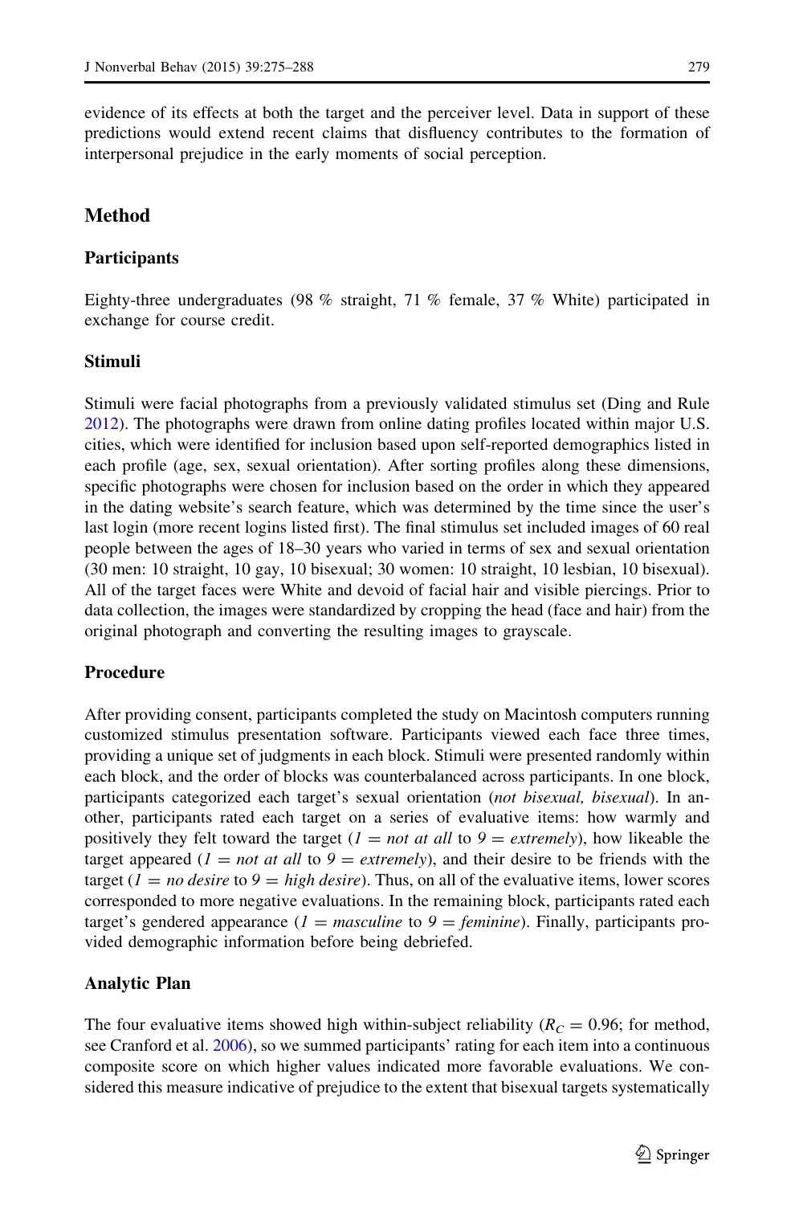evidence of its effects at both the target and the perceiver level. Data in support of these predictions would extend recent claims that disfluency contributes to the formation of interpersonal prejudice in the early moments of social perception.

## Method

### Participants

Eighty-three undergraduates (98 % straight, 71 % female, 37 % White) participated in exchange for course credit.

### Stimuli

Stimuli were facial photographs from a previously validated stimulus set (Ding and Rule 2012). The photographs were drawn from online dating profiles located within major U.S. cities, which were identified for inclusion based upon self-reported demographics listed in each profile (age, sex, sexual orientation). After sorting profiles along these dimensions, specific photographs were chosen for inclusion based on the order in which they appeared in the dating website's search feature, which was determined by the time since the user's last login (more recent logins listed first). The final stimulus set included images of 60 real people between the ages of 18–30 years who varied in terms of sex and sexual orientation (30 men: 10 straight, 10 gay, 10 bisexual; 30 women: 10 straight, 10 lesbian, 10 bisexual). All of the target faces were White and devoid of facial hair and visible piercings. Prior to data collection, the images were standardized by cropping the head (face and hair) from the original photograph and converting the resulting images to grayscale.

### Procedure

After providing consent, participants completed the study on Macintosh computers running customized stimulus presentation software. Participants viewed each face three times, providing a unique set of judgments in each block. Stimuli were presented randomly within each block, and the order of blocks was counterbalanced across participants. In one block, participants categorized each target's sexual orientation (*not bisexual, bisexual*). In another, participants rated each target on a series of evaluative items: how warmly and positively they felt toward the target (*1* = *not at all* to *9* = *extremely*), how likeable the target appeared (*1* = *not at all* to *9* = *extremely*), and their desire to be friends with the target (*1* = *no desire* to *9* = *high desire*). Thus, on all of the evaluative items, lower scores corresponded to more negative evaluations. In the remaining block, participants rated each target's gendered appearance (*1* = *masculine* to *9* = *feminine*). Finally, participants provided demographic information before being debriefed.

### Analytic Plan

The four evaluative items showed high within-subject reliability ($R_C = 0.96$; for method, see Cranford et al. 2006), so we summed participants' rating for each item into a continuous composite score on which higher values indicated more favorable evaluations. We considered this measure indicative of prejudice to the extent that bisexual targets systematically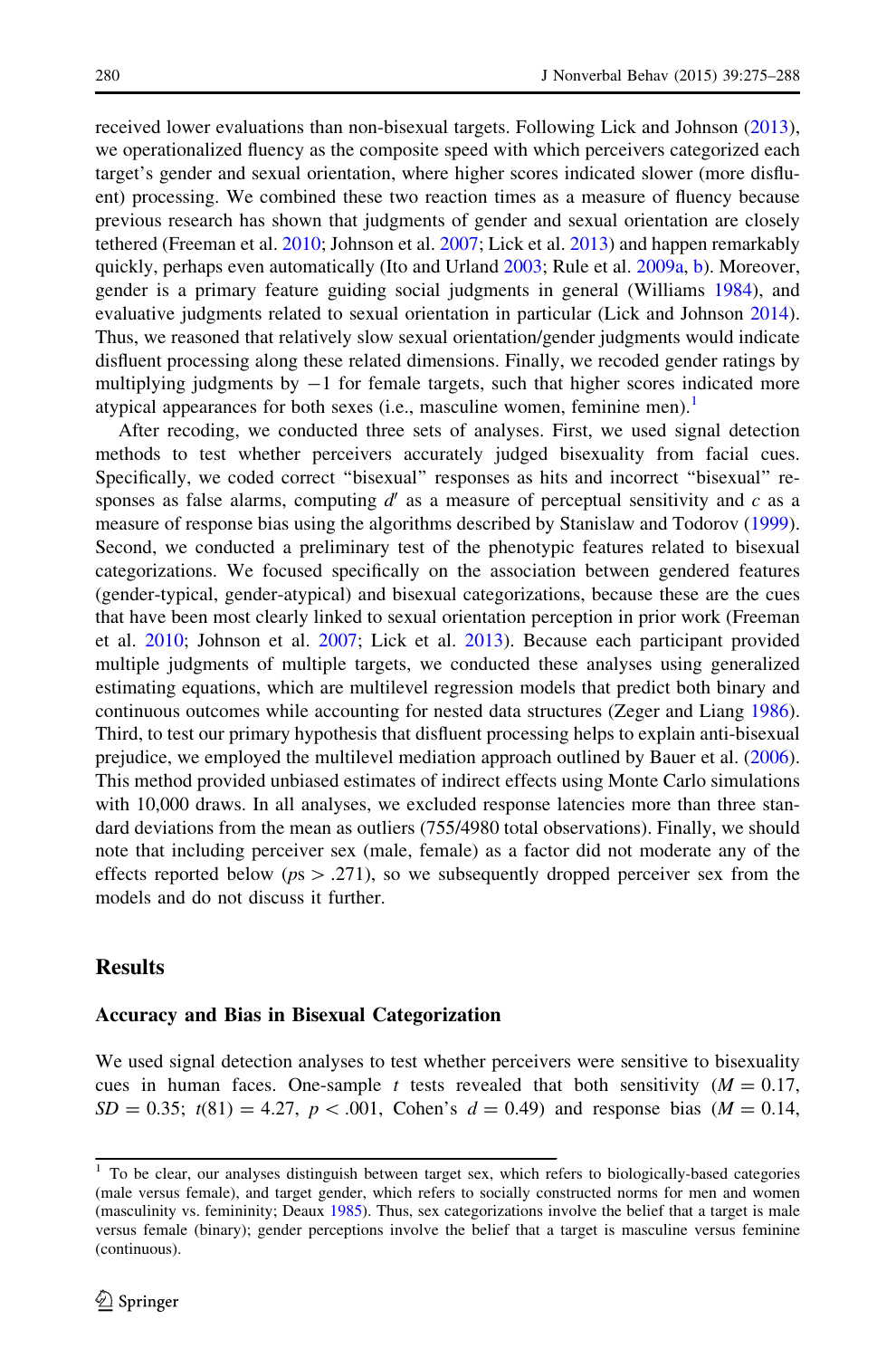received lower evaluations than non-bisexual targets. Following Lick and Johnson (2013), we operationalized fluency as the composite speed with which perceivers categorized each target's gender and sexual orientation, where higher scores indicated slower (more disfluent) processing. We combined these two reaction times as a measure of fluency because previous research has shown that judgments of gender and sexual orientation are closely tethered (Freeman et al. 2010; Johnson et al. 2007; Lick et al. 2013) and happen remarkably quickly, perhaps even automatically (Ito and Urland 2003; Rule et al. 2009a, b). Moreover, gender is a primary feature guiding social judgments in general (Williams 1984), and evaluative judgments related to sexual orientation in particular (Lick and Johnson 2014). Thus, we reasoned that relatively slow sexual orientation/gender judgments would indicate disfluent processing along these related dimensions. Finally, we recoded gender ratings by multiplying judgments by $-1$ for female targets, such that higher scores indicated more atypical appearances for both sexes (i.e., masculine women, feminine men).[1]

After recoding, we conducted three sets of analyses. First, we used signal detection methods to test whether perceivers accurately judged bisexuality from facial cues. Specifically, we coded correct "bisexual" responses as hits and incorrect "bisexual" responses as false alarms, computing $d'$ as a measure of perceptual sensitivity and $c$ as a measure of response bias using the algorithms described by Stanislaw and Todorov (1999). Second, we conducted a preliminary test of the phenotypic features related to bisexual categorizations. We focused specifically on the association between gendered features (gender-typical, gender-atypical) and bisexual categorizations, because these are the cues that have been most clearly linked to sexual orientation perception in prior work (Freeman et al. 2010; Johnson et al. 2007; Lick et al. 2013). Because each participant provided multiple judgments of multiple targets, we conducted these analyses using generalized estimating equations, which are multilevel regression models that predict both binary and continuous outcomes while accounting for nested data structures (Zeger and Liang 1986). Third, to test our primary hypothesis that disfluent processing helps to explain anti-bisexual prejudice, we employed the multilevel mediation approach outlined by Bauer et al. (2006). This method provided unbiased estimates of indirect effects using Monte Carlo simulations with 10,000 draws. In all analyses, we excluded response latencies more than three standard deviations from the mean as outliers (755/4980 total observations). Finally, we should note that including perceiver sex (male, female) as a factor did not moderate any of the effects reported below ($ps > .271$), so we subsequently dropped perceiver sex from the models and do not discuss it further.

## Results

### Accuracy and Bias in Bisexual Categorization

We used signal detection analyses to test whether perceivers were sensitive to bisexuality cues in human faces. One-sample $t$ tests revealed that both sensitivity ($M = 0.17$, $SD = 0.35$; $t(81) = 4.27$, $p < .001$, Cohen's $d = 0.49$) and response bias ($M = 0.14$,

[1] To be clear, our analyses distinguish between target sex, which refers to biologically-based categories (male versus female), and target gender, which refers to socially constructed norms for men and women (masculinity vs. femininity; Deaux 1985). Thus, sex categorizations involve the belief that a target is male versus female (binary); gender perceptions involve the belief that a target is masculine versus feminine (continuous).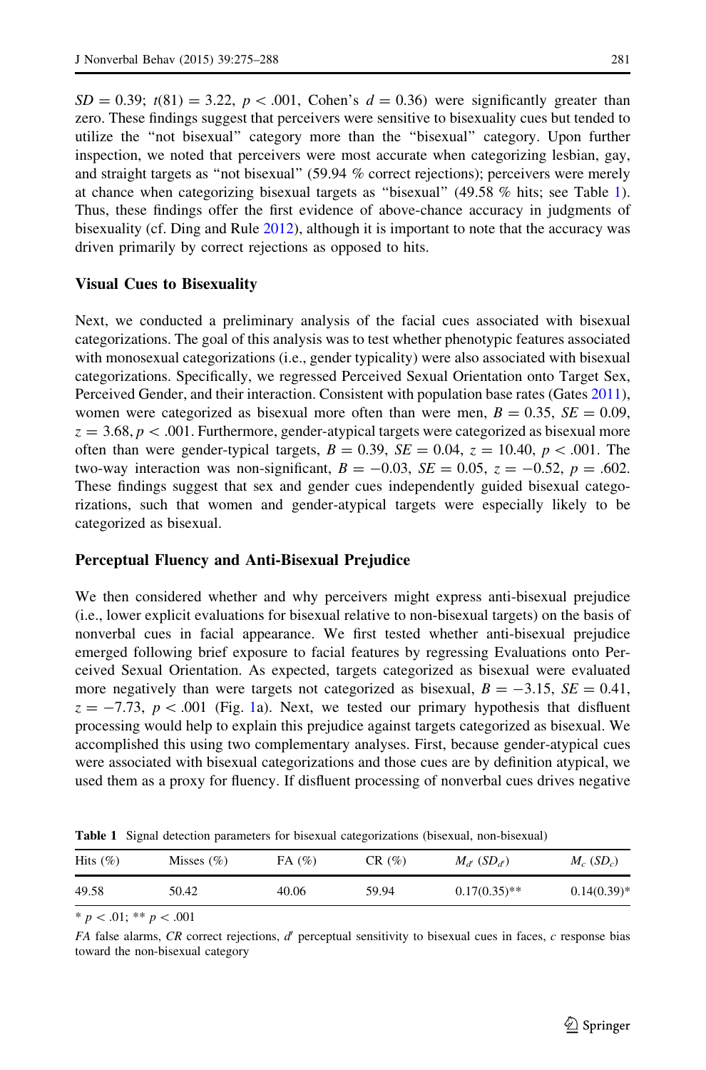$SD = 0.39$; $t(81) = 3.22$, $p < .001$, Cohen's $d = 0.36$) were significantly greater than zero. These findings suggest that perceivers were sensitive to bisexuality cues but tended to utilize the "not bisexual" category more than the "bisexual" category. Upon further inspection, we noted that perceivers were most accurate when categorizing lesbian, gay, and straight targets as "not bisexual" (59.94 % correct rejections); perceivers were merely at chance when categorizing bisexual targets as "bisexual" (49.58 % hits; see Table 1). Thus, these findings offer the first evidence of above-chance accuracy in judgments of bisexuality (cf. Ding and Rule 2012), although it is important to note that the accuracy was driven primarily by correct rejections as opposed to hits.

### Visual Cues to Bisexuality

Next, we conducted a preliminary analysis of the facial cues associated with bisexual categorizations. The goal of this analysis was to test whether phenotypic features associated with monosexual categorizations (i.e., gender typicality) were also associated with bisexual categorizations. Specifically, we regressed Perceived Sexual Orientation onto Target Sex, Perceived Gender, and their interaction. Consistent with population base rates (Gates 2011), women were categorized as bisexual more often than were men, $B = 0.35$, $SE = 0.09$, $z = 3.68$, $p < .001$. Furthermore, gender-atypical targets were categorized as bisexual more often than were gender-typical targets, $B = 0.39$, $SE = 0.04$, $z = 10.40$, $p < .001$. The two-way interaction was non-significant, $B = -0.03$, $SE = 0.05$, $z = -0.52$, $p = .602$. These findings suggest that sex and gender cues independently guided bisexual categorizations, such that women and gender-atypical targets were especially likely to be categorized as bisexual.

### Perceptual Fluency and Anti-Bisexual Prejudice

We then considered whether and why perceivers might express anti-bisexual prejudice (i.e., lower explicit evaluations for bisexual relative to non-bisexual targets) on the basis of nonverbal cues in facial appearance. We first tested whether anti-bisexual prejudice emerged following brief exposure to facial features by regressing Evaluations onto Perceived Sexual Orientation. As expected, targets categorized as bisexual were evaluated more negatively than were targets not categorized as bisexual, $B = -3.15$, $SE = 0.41$, $z = -7.73$, $p < .001$ (Fig. 1a). Next, we tested our primary hypothesis that disfluent processing would help to explain this prejudice against targets categorized as bisexual. We accomplished this using two complementary analyses. First, because gender-atypical cues were associated with bisexual categorizations and those cues are by definition atypical, we used them as a proxy for fluency. If disfluent processing of nonverbal cues drives negative

**Table 1** Signal detection parameters for bisexual categorizations (bisexual, non-bisexual)

| Hits (%) | Misses (%) | FA (%) | CR (%) | $M_{d'}$ ($SD_{d'}$) | $M_c$ ($SD_c$) |
|---|---|---|---|---|---|
| 49.58 | 50.42 | 40.06 | 59.94 | 0.17(0.35)** | 0.14(0.39)* |

* $p < .01$; ** $p < .001$

*FA* false alarms, *CR* correct rejections, $d'$ perceptual sensitivity to bisexual cues in faces, *c* response bias toward the non-bisexual category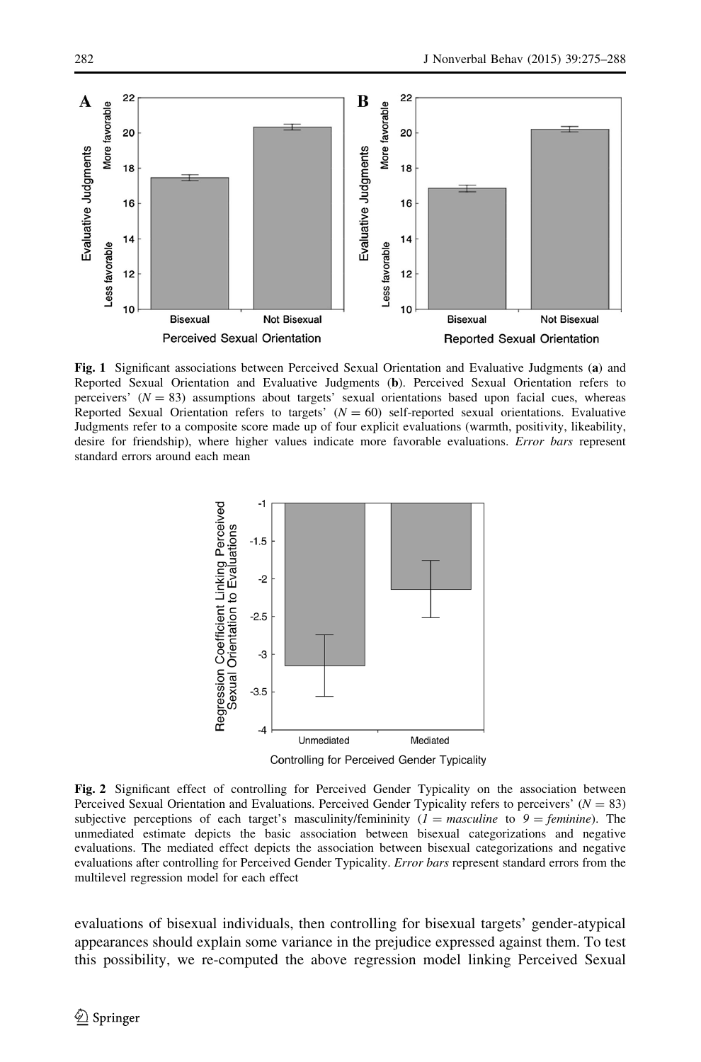**Fig. 1** Significant associations between Perceived Sexual Orientation and Evaluative Judgments (**a**) and Reported Sexual Orientation and Evaluative Judgments (**b**). Perceived Sexual Orientation refers to perceivers' ($N = 83$) assumptions about targets' sexual orientations based upon facial cues, whereas Reported Sexual Orientation refers to targets' ($N = 60$) self-reported sexual orientations. Evaluative Judgments refer to a composite score made up of four explicit evaluations (warmth, positivity, likeability, desire for friendship), where higher values indicate more favorable evaluations. *Error bars* represent standard errors around each mean

**Fig. 2** Significant effect of controlling for Perceived Gender Typicality on the association between Perceived Sexual Orientation and Evaluations. Perceived Gender Typicality refers to perceivers' ($N = 83$) subjective perceptions of each target's masculinity/femininity (*1 = masculine* to *9 = feminine*). The unmediated estimate depicts the basic association between bisexual categorizations and negative evaluations. The mediated effect depicts the association between bisexual categorizations and negative evaluations after controlling for Perceived Gender Typicality. *Error bars* represent standard errors from the multilevel regression model for each effect

evaluations of bisexual individuals, then controlling for bisexual targets' gender-atypical appearances should explain some variance in the prejudice expressed against them. To test this possibility, we re-computed the above regression model linking Perceived Sexual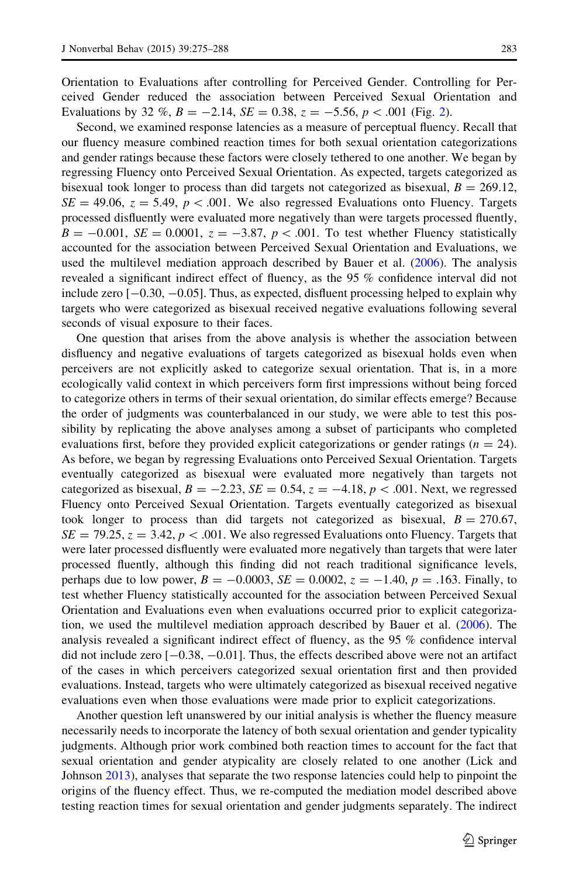Orientation to Evaluations after controlling for Perceived Gender. Controlling for Perceived Gender reduced the association between Perceived Sexual Orientation and Evaluations by 32 %, $B = -2.14$, $SE = 0.38$, $z = -5.56$, $p < .001$ (Fig. 2).

Second, we examined response latencies as a measure of perceptual fluency. Recall that our fluency measure combined reaction times for both sexual orientation categorizations and gender ratings because these factors were closely tethered to one another. We began by regressing Fluency onto Perceived Sexual Orientation. As expected, targets categorized as bisexual took longer to process than did targets not categorized as bisexual, $B = 269.12$, $SE = 49.06$, $z = 5.49$, $p < .001$. We also regressed Evaluations onto Fluency. Targets processed disfluently were evaluated more negatively than were targets processed fluently, $B = -0.001$, $SE = 0.0001$, $z = -3.87$, $p < .001$. To test whether Fluency statistically accounted for the association between Perceived Sexual Orientation and Evaluations, we used the multilevel mediation approach described by Bauer et al. (2006). The analysis revealed a significant indirect effect of fluency, as the 95 % confidence interval did not include zero [−0.30, −0.05]. Thus, as expected, disfluent processing helped to explain why targets who were categorized as bisexual received negative evaluations following several seconds of visual exposure to their faces.

One question that arises from the above analysis is whether the association between disfluency and negative evaluations of targets categorized as bisexual holds even when perceivers are not explicitly asked to categorize sexual orientation. That is, in a more ecologically valid context in which perceivers form first impressions without being forced to categorize others in terms of their sexual orientation, do similar effects emerge? Because the order of judgments was counterbalanced in our study, we were able to test this possibility by replicating the above analyses among a subset of participants who completed evaluations first, before they provided explicit categorizations or gender ratings ($n = 24$). As before, we began by regressing Evaluations onto Perceived Sexual Orientation. Targets eventually categorized as bisexual were evaluated more negatively than targets not categorized as bisexual, $B = -2.23$, $SE = 0.54$, $z = -4.18$, $p < .001$. Next, we regressed Fluency onto Perceived Sexual Orientation. Targets eventually categorized as bisexual took longer to process than did targets not categorized as bisexual, $B = 270.67$, $SE = 79.25$, $z = 3.42$, $p < .001$. We also regressed Evaluations onto Fluency. Targets that were later processed disfluently were evaluated more negatively than targets that were later processed fluently, although this finding did not reach traditional significance levels, perhaps due to low power, $B = -0.0003$, $SE = 0.0002$, $z = -1.40$, $p = .163$. Finally, to test whether Fluency statistically accounted for the association between Perceived Sexual Orientation and Evaluations even when evaluations occurred prior to explicit categorization, we used the multilevel mediation approach described by Bauer et al. (2006). The analysis revealed a significant indirect effect of fluency, as the 95 % confidence interval did not include zero [−0.38, −0.01]. Thus, the effects described above were not an artifact of the cases in which perceivers categorized sexual orientation first and then provided evaluations. Instead, targets who were ultimately categorized as bisexual received negative evaluations even when those evaluations were made prior to explicit categorizations.

Another question left unanswered by our initial analysis is whether the fluency measure necessarily needs to incorporate the latency of both sexual orientation and gender typicality judgments. Although prior work combined both reaction times to account for the fact that sexual orientation and gender atypicality are closely related to one another (Lick and Johnson 2013), analyses that separate the two response latencies could help to pinpoint the origins of the fluency effect. Thus, we re-computed the mediation model described above testing reaction times for sexual orientation and gender judgments separately. The indirect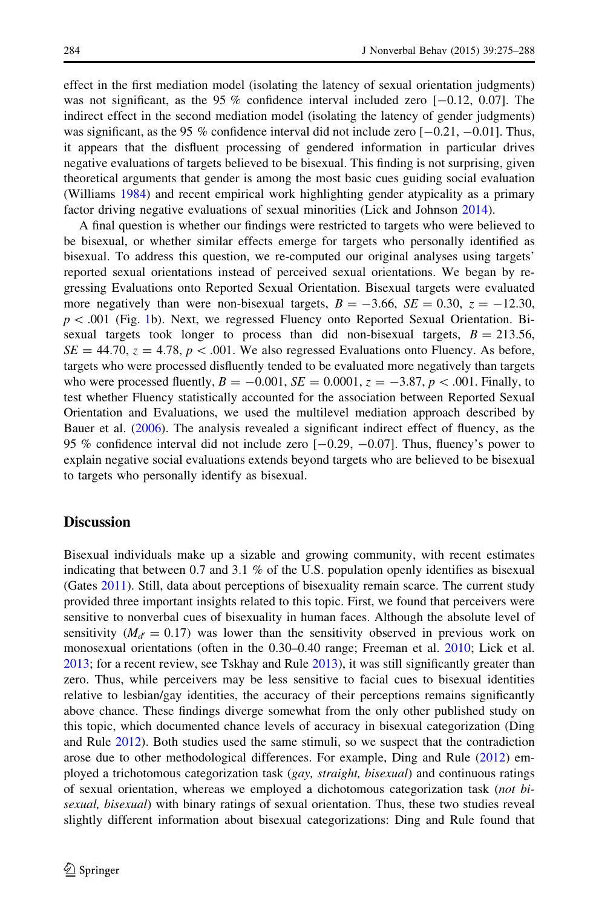effect in the first mediation model (isolating the latency of sexual orientation judgments) was not significant, as the 95 % confidence interval included zero [−0.12, 0.07]. The indirect effect in the second mediation model (isolating the latency of gender judgments) was significant, as the 95 % confidence interval did not include zero [−0.21, −0.01]. Thus, it appears that the disfluent processing of gendered information in particular drives negative evaluations of targets believed to be bisexual. This finding is not surprising, given theoretical arguments that gender is among the most basic cues guiding social evaluation (Williams 1984) and recent empirical work highlighting gender atypicality as a primary factor driving negative evaluations of sexual minorities (Lick and Johnson 2014).

A final question is whether our findings were restricted to targets who were believed to be bisexual, or whether similar effects emerge for targets who personally identified as bisexual. To address this question, we re-computed our original analyses using targets' reported sexual orientations instead of perceived sexual orientations. We began by regressing Evaluations onto Reported Sexual Orientation. Bisexual targets were evaluated more negatively than were non-bisexual targets, $B = -3.66$, $SE = 0.30$, $z = -12.30$, $p < .001$ (Fig. 1b). Next, we regressed Fluency onto Reported Sexual Orientation. Bisexual targets took longer to process than did non-bisexual targets, $B = 213.56$, $SE = 44.70$, $z = 4.78$, $p < .001$. We also regressed Evaluations onto Fluency. As before, targets who were processed disfluently tended to be evaluated more negatively than targets who were processed fluently, $B = -0.001$, $SE = 0.0001$, $z = -3.87$, $p < .001$. Finally, to test whether Fluency statistically accounted for the association between Reported Sexual Orientation and Evaluations, we used the multilevel mediation approach described by Bauer et al. (2006). The analysis revealed a significant indirect effect of fluency, as the 95 % confidence interval did not include zero [−0.29, −0.07]. Thus, fluency's power to explain negative social evaluations extends beyond targets who are believed to be bisexual to targets who personally identify as bisexual.

## Discussion

Bisexual individuals make up a sizable and growing community, with recent estimates indicating that between 0.7 and 3.1 % of the U.S. population openly identifies as bisexual (Gates 2011). Still, data about perceptions of bisexuality remain scarce. The current study provided three important insights related to this topic. First, we found that perceivers were sensitive to nonverbal cues of bisexuality in human faces. Although the absolute level of sensitivity ($M_{d'} = 0.17$) was lower than the sensitivity observed in previous work on monosexual orientations (often in the 0.30–0.40 range; Freeman et al. 2010; Lick et al. 2013; for a recent review, see Tskhay and Rule 2013), it was still significantly greater than zero. Thus, while perceivers may be less sensitive to facial cues to bisexual identities relative to lesbian/gay identities, the accuracy of their perceptions remains significantly above chance. These findings diverge somewhat from the only other published study on this topic, which documented chance levels of accuracy in bisexual categorization (Ding and Rule 2012). Both studies used the same stimuli, so we suspect that the contradiction arose due to other methodological differences. For example, Ding and Rule (2012) employed a trichotomous categorization task (*gay, straight, bisexual*) and continuous ratings of sexual orientation, whereas we employed a dichotomous categorization task (*not bisexual, bisexual*) with binary ratings of sexual orientation. Thus, these two studies reveal slightly different information about bisexual categorizations: Ding and Rule found that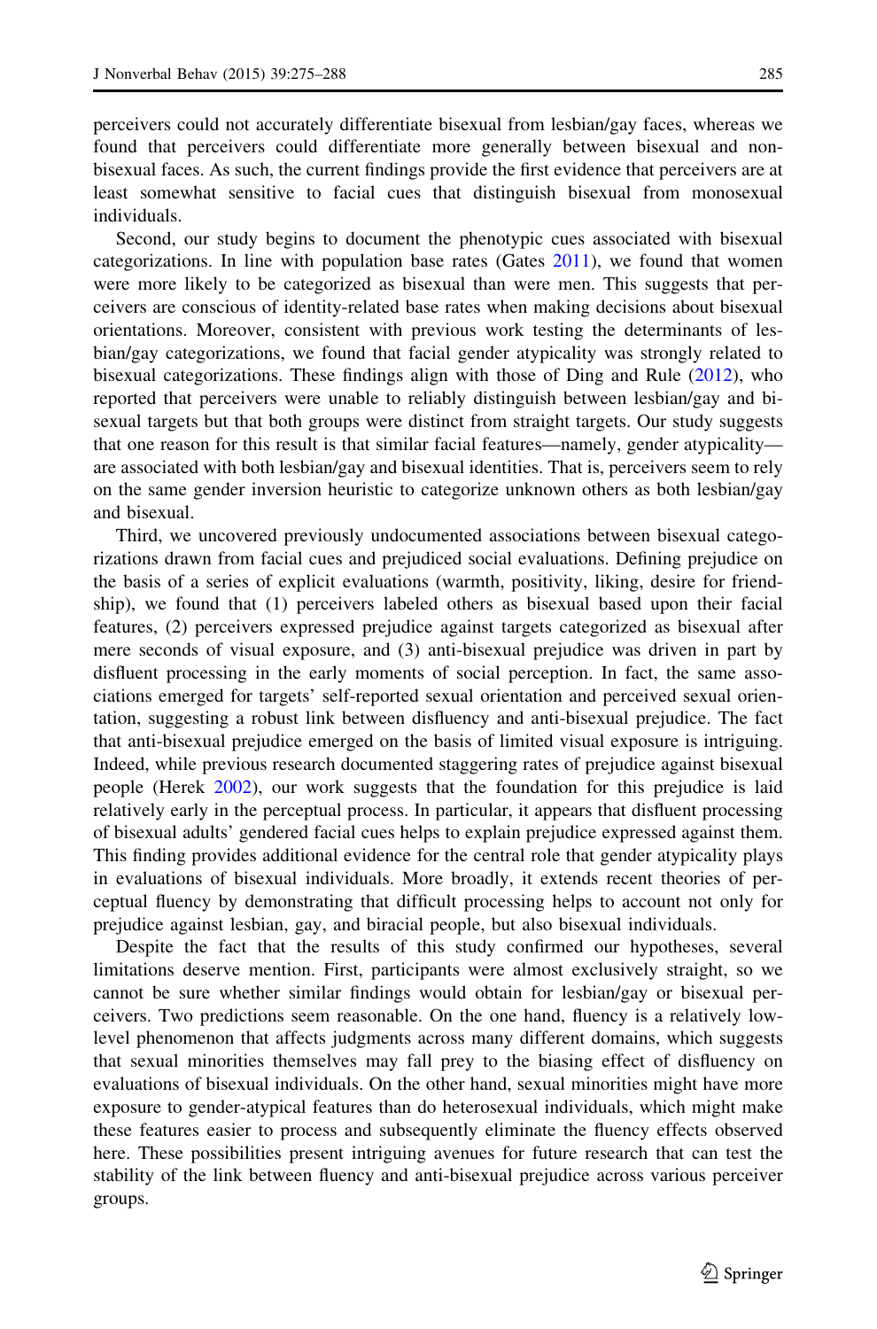perceivers could not accurately differentiate bisexual from lesbian/gay faces, whereas we found that perceivers could differentiate more generally between bisexual and non-bisexual faces. As such, the current findings provide the first evidence that perceivers are at least somewhat sensitive to facial cues that distinguish bisexual from monosexual individuals.

Second, our study begins to document the phenotypic cues associated with bisexual categorizations. In line with population base rates (Gates 2011), we found that women were more likely to be categorized as bisexual than were men. This suggests that perceivers are conscious of identity-related base rates when making decisions about bisexual orientations. Moreover, consistent with previous work testing the determinants of lesbian/gay categorizations, we found that facial gender atypicality was strongly related to bisexual categorizations. These findings align with those of Ding and Rule (2012), who reported that perceivers were unable to reliably distinguish between lesbian/gay and bisexual targets but that both groups were distinct from straight targets. Our study suggests that one reason for this result is that similar facial features—namely, gender atypicality—are associated with both lesbian/gay and bisexual identities. That is, perceivers seem to rely on the same gender inversion heuristic to categorize unknown others as both lesbian/gay and bisexual.

Third, we uncovered previously undocumented associations between bisexual categorizations drawn from facial cues and prejudiced social evaluations. Defining prejudice on the basis of a series of explicit evaluations (warmth, positivity, liking, desire for friendship), we found that (1) perceivers labeled others as bisexual based upon their facial features, (2) perceivers expressed prejudice against targets categorized as bisexual after mere seconds of visual exposure, and (3) anti-bisexual prejudice was driven in part by disfluent processing in the early moments of social perception. In fact, the same associations emerged for targets' self-reported sexual orientation and perceived sexual orientation, suggesting a robust link between disfluency and anti-bisexual prejudice. The fact that anti-bisexual prejudice emerged on the basis of limited visual exposure is intriguing. Indeed, while previous research documented staggering rates of prejudice against bisexual people (Herek 2002), our work suggests that the foundation for this prejudice is laid relatively early in the perceptual process. In particular, it appears that disfluent processing of bisexual adults' gendered facial cues helps to explain prejudice expressed against them. This finding provides additional evidence for the central role that gender atypicality plays in evaluations of bisexual individuals. More broadly, it extends recent theories of perceptual fluency by demonstrating that difficult processing helps to account not only for prejudice against lesbian, gay, and biracial people, but also bisexual individuals.

Despite the fact that the results of this study confirmed our hypotheses, several limitations deserve mention. First, participants were almost exclusively straight, so we cannot be sure whether similar findings would obtain for lesbian/gay or bisexual perceivers. Two predictions seem reasonable. On the one hand, fluency is a relatively low-level phenomenon that affects judgments across many different domains, which suggests that sexual minorities themselves may fall prey to the biasing effect of disfluency on evaluations of bisexual individuals. On the other hand, sexual minorities might have more exposure to gender-atypical features than do heterosexual individuals, which might make these features easier to process and subsequently eliminate the fluency effects observed here. These possibilities present intriguing avenues for future research that can test the stability of the link between fluency and anti-bisexual prejudice across various perceiver groups.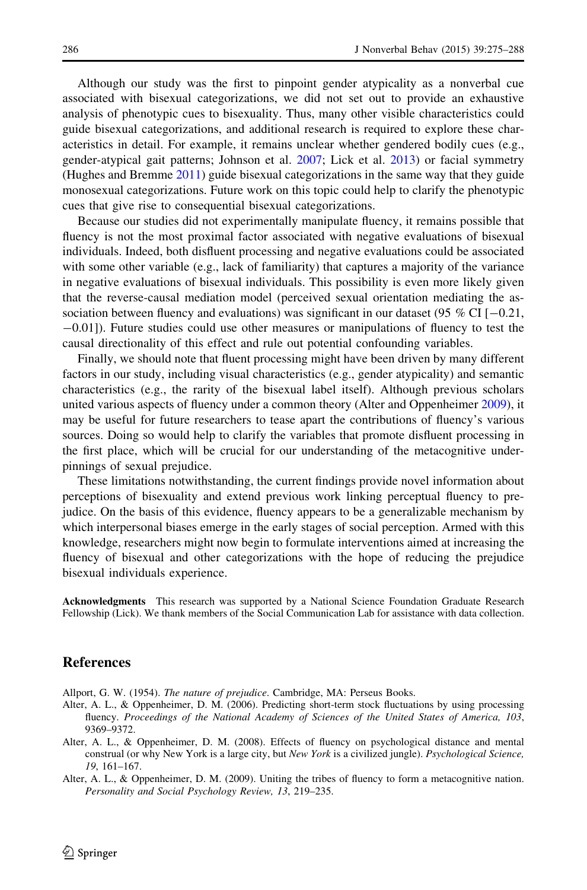Although our study was the first to pinpoint gender atypicality as a nonverbal cue associated with bisexual categorizations, we did not set out to provide an exhaustive analysis of phenotypic cues to bisexuality. Thus, many other visible characteristics could guide bisexual categorizations, and additional research is required to explore these characteristics in detail. For example, it remains unclear whether gendered bodily cues (e.g., gender-atypical gait patterns; Johnson et al. 2007; Lick et al. 2013) or facial symmetry (Hughes and Bremme 2011) guide bisexual categorizations in the same way that they guide monosexual categorizations. Future work on this topic could help to clarify the phenotypic cues that give rise to consequential bisexual categorizations.

Because our studies did not experimentally manipulate fluency, it remains possible that fluency is not the most proximal factor associated with negative evaluations of bisexual individuals. Indeed, both disfluent processing and negative evaluations could be associated with some other variable (e.g., lack of familiarity) that captures a majority of the variance in negative evaluations of bisexual individuals. This possibility is even more likely given that the reverse-causal mediation model (perceived sexual orientation mediating the association between fluency and evaluations) was significant in our dataset (95 % CI [−0.21, −0.01]). Future studies could use other measures or manipulations of fluency to test the causal directionality of this effect and rule out potential confounding variables.

Finally, we should note that fluent processing might have been driven by many different factors in our study, including visual characteristics (e.g., gender atypicality) and semantic characteristics (e.g., the rarity of the bisexual label itself). Although previous scholars united various aspects of fluency under a common theory (Alter and Oppenheimer 2009), it may be useful for future researchers to tease apart the contributions of fluency's various sources. Doing so would help to clarify the variables that promote disfluent processing in the first place, which will be crucial for our understanding of the metacognitive underpinnings of sexual prejudice.

These limitations notwithstanding, the current findings provide novel information about perceptions of bisexuality and extend previous work linking perceptual fluency to prejudice. On the basis of this evidence, fluency appears to be a generalizable mechanism by which interpersonal biases emerge in the early stages of social perception. Armed with this knowledge, researchers might now begin to formulate interventions aimed at increasing the fluency of bisexual and other categorizations with the hope of reducing the prejudice bisexual individuals experience.

**Acknowledgments** This research was supported by a National Science Foundation Graduate Research Fellowship (Lick). We thank members of the Social Communication Lab for assistance with data collection.

## References

Allport, G. W. (1954). *The nature of prejudice*. Cambridge, MA: Perseus Books.

Alter, A. L., & Oppenheimer, D. M. (2006). Predicting short-term stock fluctuations by using processing fluency. *Proceedings of the National Academy of Sciences of the United States of America, 103*, 9369–9372.

Alter, A. L., & Oppenheimer, D. M. (2008). Effects of fluency on psychological distance and mental construal (or why New York is a large city, but *New York* is a civilized jungle). *Psychological Science, 19*, 161–167.

Alter, A. L., & Oppenheimer, D. M. (2009). Uniting the tribes of fluency to form a metacognitive nation. *Personality and Social Psychology Review, 13*, 219–235.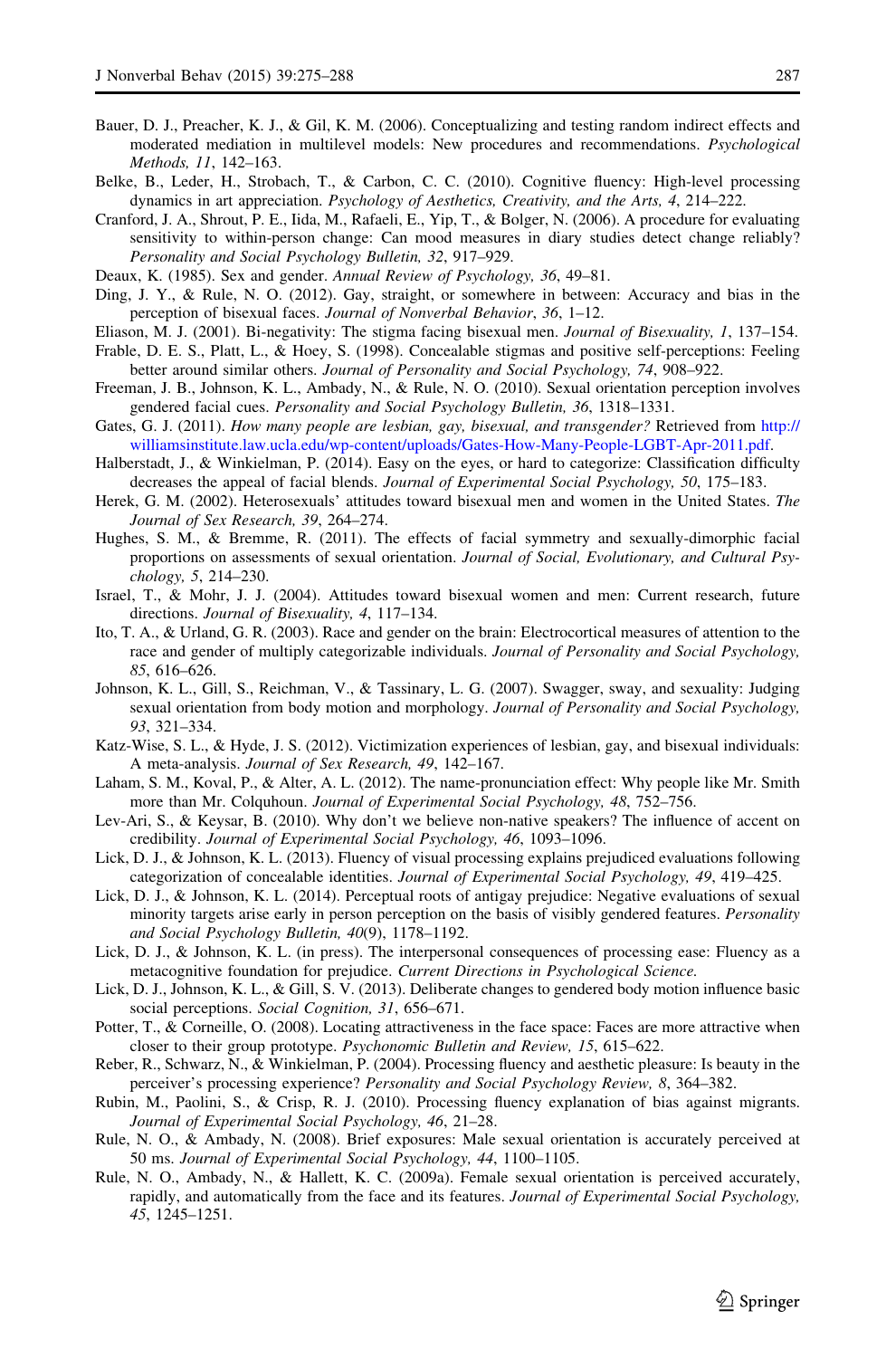Bauer, D. J., Preacher, K. J., & Gil, K. M. (2006). Conceptualizing and testing random indirect effects and moderated mediation in multilevel models: New procedures and recommendations. *Psychological Methods, 11*, 142–163.

Belke, B., Leder, H., Strobach, T., & Carbon, C. C. (2010). Cognitive fluency: High-level processing dynamics in art appreciation. *Psychology of Aesthetics, Creativity, and the Arts, 4*, 214–222.

Cranford, J. A., Shrout, P. E., Iida, M., Rafaeli, E., Yip, T., & Bolger, N. (2006). A procedure for evaluating sensitivity to within-person change: Can mood measures in diary studies detect change reliably? *Personality and Social Psychology Bulletin, 32*, 917–929.

Deaux, K. (1985). Sex and gender. *Annual Review of Psychology, 36*, 49–81.

Ding, J. Y., & Rule, N. O. (2012). Gay, straight, or somewhere in between: Accuracy and bias in the perception of bisexual faces. *Journal of Nonverbal Behavior*, *36*, 1–12.

Eliason, M. J. (2001). Bi-negativity: The stigma facing bisexual men. *Journal of Bisexuality, 1*, 137–154.

Frable, D. E. S., Platt, L., & Hoey, S. (1998). Concealable stigmas and positive self-perceptions: Feeling better around similar others. *Journal of Personality and Social Psychology, 74*, 908–922.

Freeman, J. B., Johnson, K. L., Ambady, N., & Rule, N. O. (2010). Sexual orientation perception involves gendered facial cues. *Personality and Social Psychology Bulletin, 36*, 1318–1331.

Gates, G. J. (2011). *How many people are lesbian, gay, bisexual, and transgender?* Retrieved from http://williamsinstitute.law.ucla.edu/wp-content/uploads/Gates-How-Many-People-LGBT-Apr-2011.pdf.

Halberstadt, J., & Winkielman, P. (2014). Easy on the eyes, or hard to categorize: Classification difficulty decreases the appeal of facial blends. *Journal of Experimental Social Psychology, 50*, 175–183.

Herek, G. M. (2002). Heterosexuals' attitudes toward bisexual men and women in the United States. *The Journal of Sex Research, 39*, 264–274.

Hughes, S. M., & Bremme, R. (2011). The effects of facial symmetry and sexually-dimorphic facial proportions on assessments of sexual orientation. *Journal of Social, Evolutionary, and Cultural Psychology, 5*, 214–230.

Israel, T., & Mohr, J. J. (2004). Attitudes toward bisexual women and men: Current research, future directions. *Journal of Bisexuality, 4*, 117–134.

Ito, T. A., & Urland, G. R. (2003). Race and gender on the brain: Electrocortical measures of attention to the race and gender of multiply categorizable individuals. *Journal of Personality and Social Psychology, 85*, 616–626.

Johnson, K. L., Gill, S., Reichman, V., & Tassinary, L. G. (2007). Swagger, sway, and sexuality: Judging sexual orientation from body motion and morphology. *Journal of Personality and Social Psychology, 93*, 321–334.

Katz-Wise, S. L., & Hyde, J. S. (2012). Victimization experiences of lesbian, gay, and bisexual individuals: A meta-analysis. *Journal of Sex Research, 49*, 142–167.

Laham, S. M., Koval, P., & Alter, A. L. (2012). The name-pronunciation effect: Why people like Mr. Smith more than Mr. Colquhoun. *Journal of Experimental Social Psychology, 48*, 752–756.

Lev-Ari, S., & Keysar, B. (2010). Why don't we believe non-native speakers? The influence of accent on credibility. *Journal of Experimental Social Psychology, 46*, 1093–1096.

Lick, D. J., & Johnson, K. L. (2013). Fluency of visual processing explains prejudiced evaluations following categorization of concealable identities. *Journal of Experimental Social Psychology, 49*, 419–425.

Lick, D. J., & Johnson, K. L. (2014). Perceptual roots of antigay prejudice: Negative evaluations of sexual minority targets arise early in person perception on the basis of visibly gendered features. *Personality and Social Psychology Bulletin, 40*(9), 1178–1192.

Lick, D. J., & Johnson, K. L. (in press). The interpersonal consequences of processing ease: Fluency as a metacognitive foundation for prejudice. *Current Directions in Psychological Science.*

Lick, D. J., Johnson, K. L., & Gill, S. V. (2013). Deliberate changes to gendered body motion influence basic social perceptions. *Social Cognition, 31*, 656–671.

Potter, T., & Corneille, O. (2008). Locating attractiveness in the face space: Faces are more attractive when closer to their group prototype. *Psychonomic Bulletin and Review, 15*, 615–622.

Reber, R., Schwarz, N., & Winkielman, P. (2004). Processing fluency and aesthetic pleasure: Is beauty in the perceiver's processing experience? *Personality and Social Psychology Review, 8*, 364–382.

Rubin, M., Paolini, S., & Crisp, R. J. (2010). Processing fluency explanation of bias against migrants. *Journal of Experimental Social Psychology, 46*, 21–28.

Rule, N. O., & Ambady, N. (2008). Brief exposures: Male sexual orientation is accurately perceived at 50 ms. *Journal of Experimental Social Psychology, 44*, 1100–1105.

Rule, N. O., Ambady, N., & Hallett, K. C. (2009a). Female sexual orientation is perceived accurately, rapidly, and automatically from the face and its features. *Journal of Experimental Social Psychology, 45*, 1245–1251.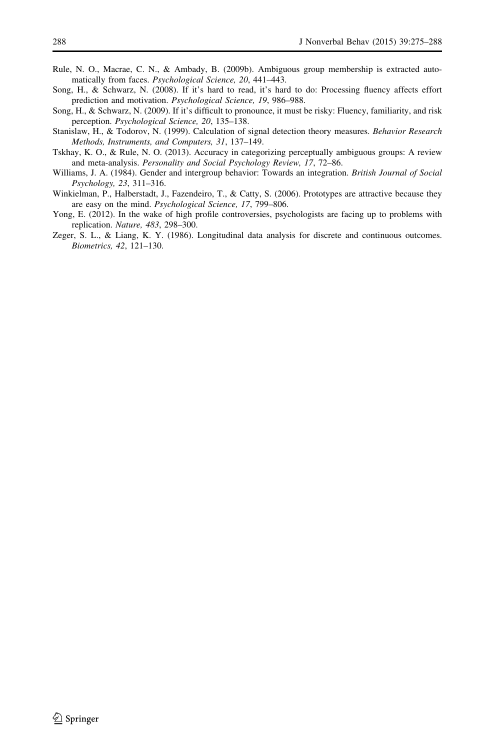Rule, N. O., Macrae, C. N., & Ambady, B. (2009b). Ambiguous group membership is extracted automatically from faces. *Psychological Science, 20*, 441–443.

Song, H., & Schwarz, N. (2008). If it's hard to read, it's hard to do: Processing fluency affects effort prediction and motivation. *Psychological Science, 19*, 986–988.

Song, H., & Schwarz, N. (2009). If it's difficult to pronounce, it must be risky: Fluency, familiarity, and risk perception. *Psychological Science, 20*, 135–138.

Stanislaw, H., & Todorov, N. (1999). Calculation of signal detection theory measures. *Behavior Research Methods, Instruments, and Computers, 31*, 137–149.

Tskhay, K. O., & Rule, N. O. (2013). Accuracy in categorizing perceptually ambiguous groups: A review and meta-analysis. *Personality and Social Psychology Review, 17*, 72–86.

Williams, J. A. (1984). Gender and intergroup behavior: Towards an integration. *British Journal of Social Psychology, 23*, 311–316.

Winkielman, P., Halberstadt, J., Fazendeiro, T., & Catty, S. (2006). Prototypes are attractive because they are easy on the mind. *Psychological Science, 17*, 799–806.

Yong, E. (2012). In the wake of high profile controversies, psychologists are facing up to problems with replication. *Nature, 483*, 298–300.

Zeger, S. L., & Liang, K. Y. (1986). Longitudinal data analysis for discrete and continuous outcomes. *Biometrics, 42*, 121–130.